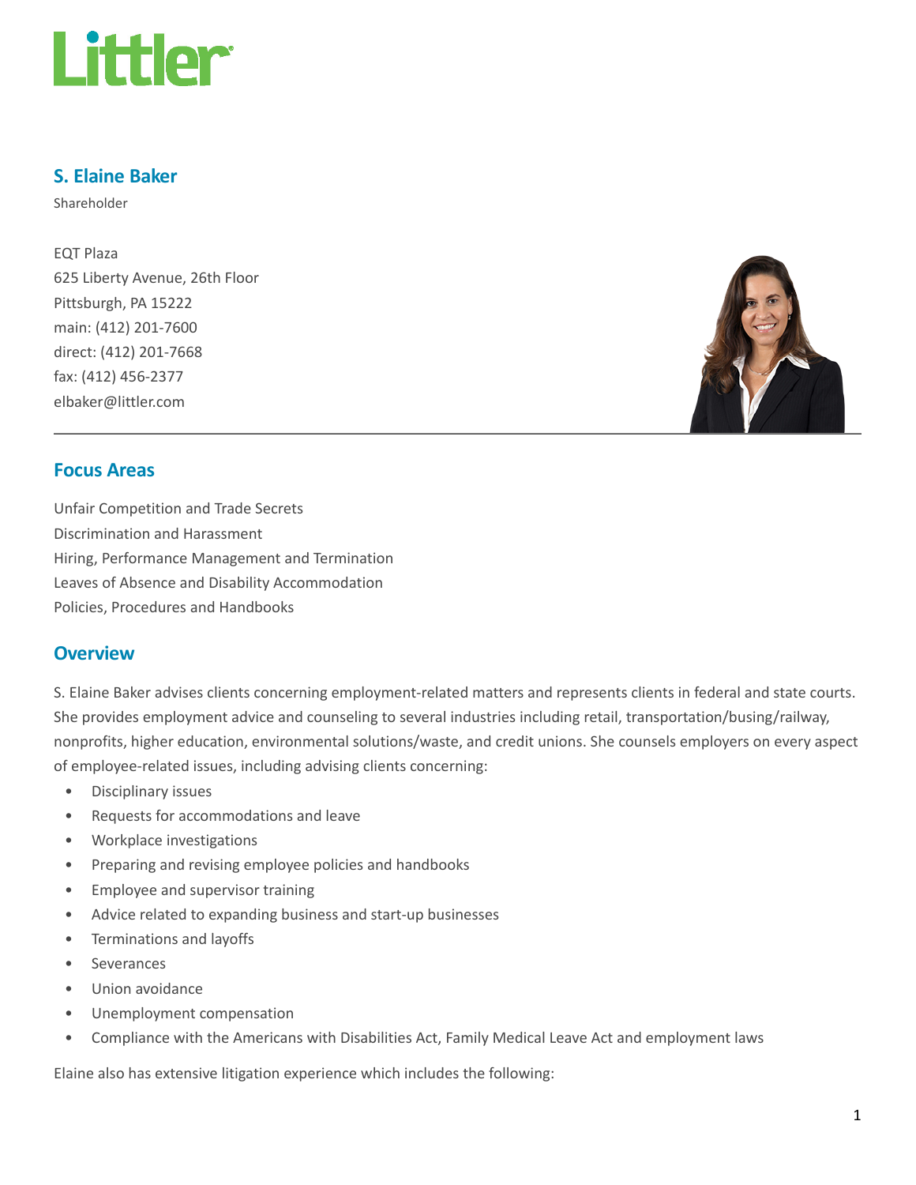# S. Elaine Baker

Shareholder

EQT Plaza
625 Liberty Avenue, 26th Floor
Pittsburgh, PA 15222
main: (412) 201-7600
direct: (412) 201-7668
fax: (412) 456-2377
elbaker@littler.com

## Focus Areas

Unfair Competition and Trade Secrets
Discrimination and Harassment
Hiring, Performance Management and Termination
Leaves of Absence and Disability Accommodation
Policies, Procedures and Handbooks

## Overview

S. Elaine Baker advises clients concerning employment-related matters and represents clients in federal and state courts. She provides employment advice and counseling to several industries including retail, transportation/busing/railway, nonprofits, higher education, environmental solutions/waste, and credit unions. She counsels employers on every aspect of employee-related issues, including advising clients concerning:

- Disciplinary issues
- Requests for accommodations and leave
- Workplace investigations
- Preparing and revising employee policies and handbooks
- Employee and supervisor training
- Advice related to expanding business and start-up businesses
- Terminations and layoffs
- Severances
- Union avoidance
- Unemployment compensation
- Compliance with the Americans with Disabilities Act, Family Medical Leave Act and employment laws

Elaine also has extensive litigation experience which includes the following: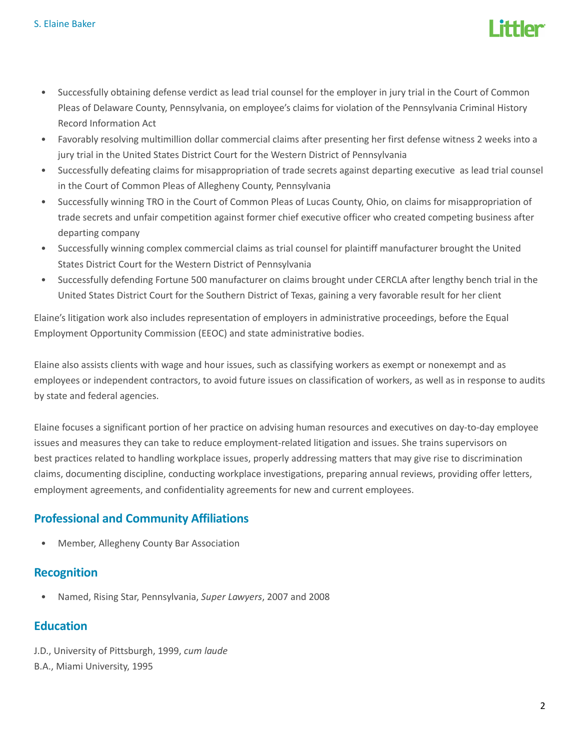- Successfully obtaining defense verdict as lead trial counsel for the employer in jury trial in the Court of Common Pleas of Delaware County, Pennsylvania, on employee's claims for violation of the Pennsylvania Criminal History Record Information Act
- Favorably resolving multimillion dollar commercial claims after presenting her first defense witness 2 weeks into a jury trial in the United States District Court for the Western District of Pennsylvania
- Successfully defeating claims for misappropriation of trade secrets against departing executive as lead trial counsel in the Court of Common Pleas of Allegheny County, Pennsylvania
- Successfully winning TRO in the Court of Common Pleas of Lucas County, Ohio, on claims for misappropriation of trade secrets and unfair competition against former chief executive officer who created competing business after departing company
- Successfully winning complex commercial claims as trial counsel for plaintiff manufacturer brought the United States District Court for the Western District of Pennsylvania
- Successfully defending Fortune 500 manufacturer on claims brought under CERCLA after lengthy bench trial in the United States District Court for the Southern District of Texas, gaining a very favorable result for her client

Elaine's litigation work also includes representation of employers in administrative proceedings, before the Equal Employment Opportunity Commission (EEOC) and state administrative bodies.

Elaine also assists clients with wage and hour issues, such as classifying workers as exempt or nonexempt and as employees or independent contractors, to avoid future issues on classification of workers, as well as in response to audits by state and federal agencies.

Elaine focuses a significant portion of her practice on advising human resources and executives on day-to-day employee issues and measures they can take to reduce employment-related litigation and issues. She trains supervisors on best practices related to handling workplace issues, properly addressing matters that may give rise to discrimination claims, documenting discipline, conducting workplace investigations, preparing annual reviews, providing offer letters, employment agreements, and confidentiality agreements for new and current employees.

## Professional and Community Affiliations

- Member, Allegheny County Bar Association

## Recognition

- Named, Rising Star, Pennsylvania, *Super Lawyers*, 2007 and 2008

## Education

J.D., University of Pittsburgh, 1999, *cum laude*
B.A., Miami University, 1995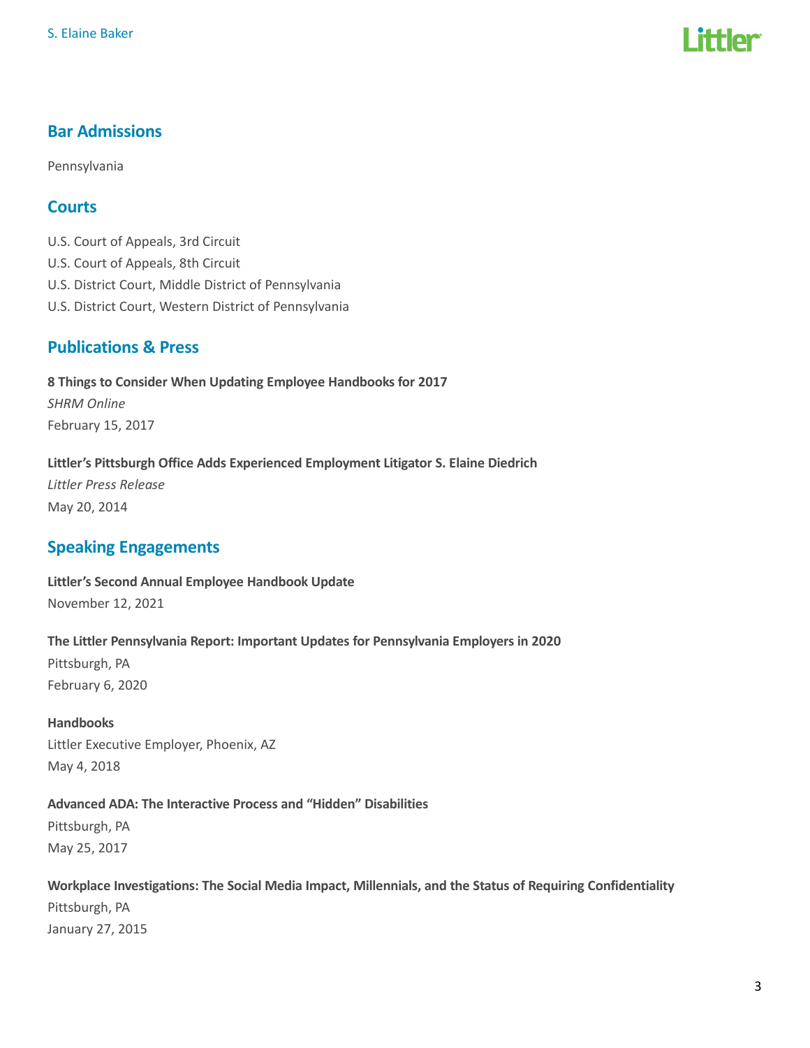## Bar Admissions

Pennsylvania

## Courts

U.S. Court of Appeals, 3rd Circuit
U.S. Court of Appeals, 8th Circuit
U.S. District Court, Middle District of Pennsylvania
U.S. District Court, Western District of Pennsylvania

## Publications & Press

**8 Things to Consider When Updating Employee Handbooks for 2017**
*SHRM Online*
February 15, 2017

**Littler's Pittsburgh Office Adds Experienced Employment Litigator S. Elaine Diedrich**
*Littler Press Release*
May 20, 2014

## Speaking Engagements

**Littler's Second Annual Employee Handbook Update**
November 12, 2021

**The Littler Pennsylvania Report: Important Updates for Pennsylvania Employers in 2020**
Pittsburgh, PA
February 6, 2020

**Handbooks**
Littler Executive Employer, Phoenix, AZ
May 4, 2018

**Advanced ADA: The Interactive Process and "Hidden" Disabilities**
Pittsburgh, PA
May 25, 2017

**Workplace Investigations: The Social Media Impact, Millennials, and the Status of Requiring Confidentiality**
Pittsburgh, PA
January 27, 2015